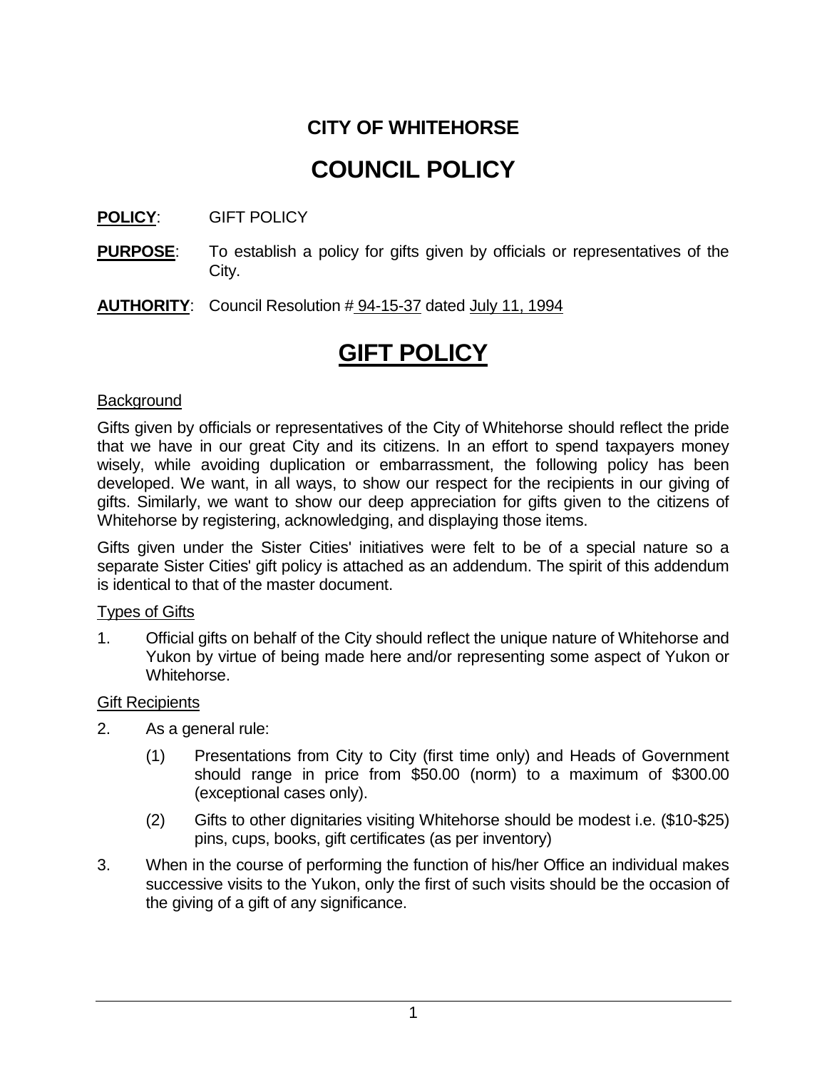# CITY OF WHITEHORSE

# COUNCIL POLICY

**POLICY**: GIFT POLICY

**PURPOSE**: To establish a policy for gifts given by officials or representatives of the City.

**AUTHORITY**: Council Resolution # 94-15-37 dated July 11, 1994

## GIFT POLICY

### Background

Gifts given by officials or representatives of the City of Whitehorse should reflect the pride that we have in our great City and its citizens. In an effort to spend taxpayers money wisely, while avoiding duplication or embarrassment, the following policy has been developed. We want, in all ways, to show our respect for the recipients in our giving of gifts. Similarly, we want to show our deep appreciation for gifts given to the citizens of Whitehorse by registering, acknowledging, and displaying those items.

Gifts given under the Sister Cities' initiatives were felt to be of a special nature so a separate Sister Cities' gift policy is attached as an addendum. The spirit of this addendum is identical to that of the master document.

### Types of Gifts

1. Official gifts on behalf of the City should reflect the unique nature of Whitehorse and Yukon by virtue of being made here and/or representing some aspect of Yukon or Whitehorse.

### Gift Recipients

2. As a general rule:

   (1) Presentations from City to City (first time only) and Heads of Government should range in price from $50.00 (norm) to a maximum of $300.00 (exceptional cases only).

   (2) Gifts to other dignitaries visiting Whitehorse should be modest i.e. ($10-$25) pins, cups, books, gift certificates (as per inventory)

3. When in the course of performing the function of his/her Office an individual makes successive visits to the Yukon, only the first of such visits should be the occasion of the giving of a gift of any significance.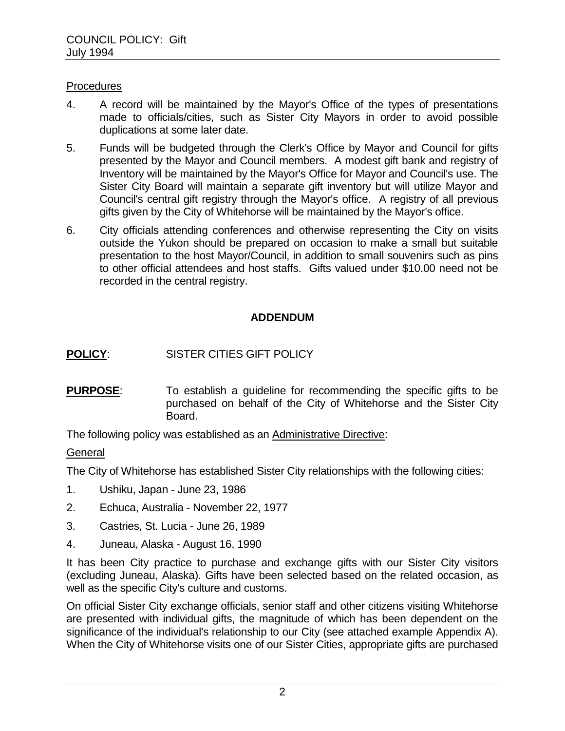<u>Procedures</u>

4. A record will be maintained by the Mayor's Office of the types of presentations made to officials/cities, such as Sister City Mayors in order to avoid possible duplications at some later date.

5. Funds will be budgeted through the Clerk's Office by Mayor and Council for gifts presented by the Mayor and Council members. A modest gift bank and registry of Inventory will be maintained by the Mayor's Office for Mayor and Council's use. The Sister City Board will maintain a separate gift inventory but will utilize Mayor and Council's central gift registry through the Mayor's office. A registry of all previous gifts given by the City of Whitehorse will be maintained by the Mayor's office.

6. City officials attending conferences and otherwise representing the City on visits outside the Yukon should be prepared on occasion to make a small but suitable presentation to the host Mayor/Council, in addition to small souvenirs such as pins to other official attendees and host staffs. Gifts valued under $10.00 need not be recorded in the central registry.

## ADDENDUM

**<u>POLICY</u>**: SISTER CITIES GIFT POLICY

**<u>PURPOSE</u>**: To establish a guideline for recommending the specific gifts to be purchased on behalf of the City of Whitehorse and the Sister City Board.

The following policy was established as an <u>Administrative Directive</u>:

<u>General</u>

The City of Whitehorse has established Sister City relationships with the following cities:

1. Ushiku, Japan - June 23, 1986
2. Echuca, Australia - November 22, 1977
3. Castries, St. Lucia - June 26, 1989
4. Juneau, Alaska - August 16, 1990

It has been City practice to purchase and exchange gifts with our Sister City visitors (excluding Juneau, Alaska). Gifts have been selected based on the related occasion, as well as the specific City's culture and customs.

On official Sister City exchange officials, senior staff and other citizens visiting Whitehorse are presented with individual gifts, the magnitude of which has been dependent on the significance of the individual's relationship to our City (see attached example Appendix A). When the City of Whitehorse visits one of our Sister Cities, appropriate gifts are purchased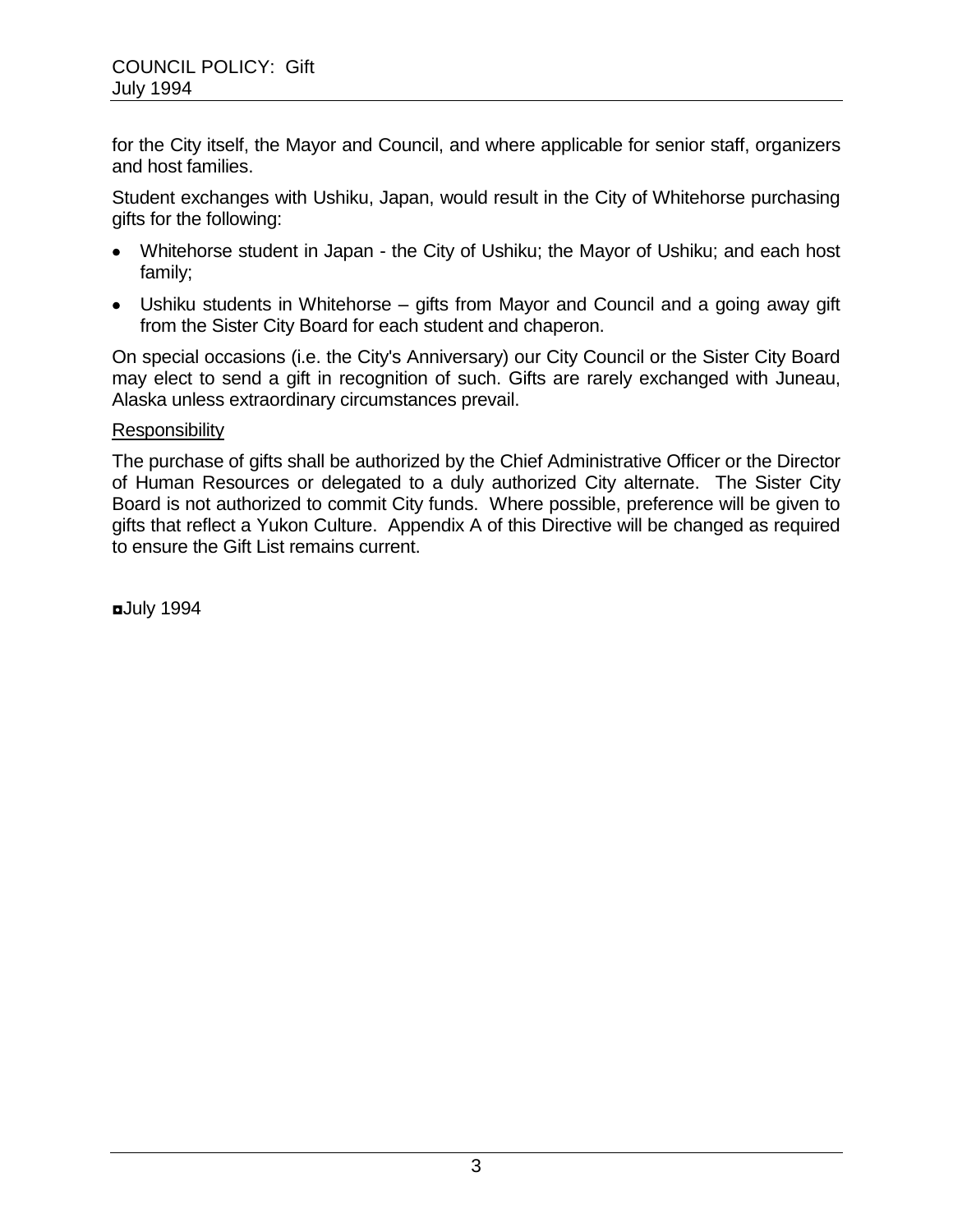for the City itself, the Mayor and Council, and where applicable for senior staff, organizers and host families.

Student exchanges with Ushiku, Japan, would result in the City of Whitehorse purchasing gifts for the following:

- Whitehorse student in Japan - the City of Ushiku; the Mayor of Ushiku; and each host family;
- Ushiku students in Whitehorse – gifts from Mayor and Council and a going away gift from the Sister City Board for each student and chaperon.

On special occasions (i.e. the City's Anniversary) our City Council or the Sister City Board may elect to send a gift in recognition of such. Gifts are rarely exchanged with Juneau, Alaska unless extraordinary circumstances prevail.

<u>Responsibility</u>

The purchase of gifts shall be authorized by the Chief Administrative Officer or the Director of Human Resources or delegated to a duly authorized City alternate. The Sister City Board is not authorized to commit City funds. Where possible, preference will be given to gifts that reflect a Yukon Culture. Appendix A of this Directive will be changed as required to ensure the Gift List remains current.

◘July 1994